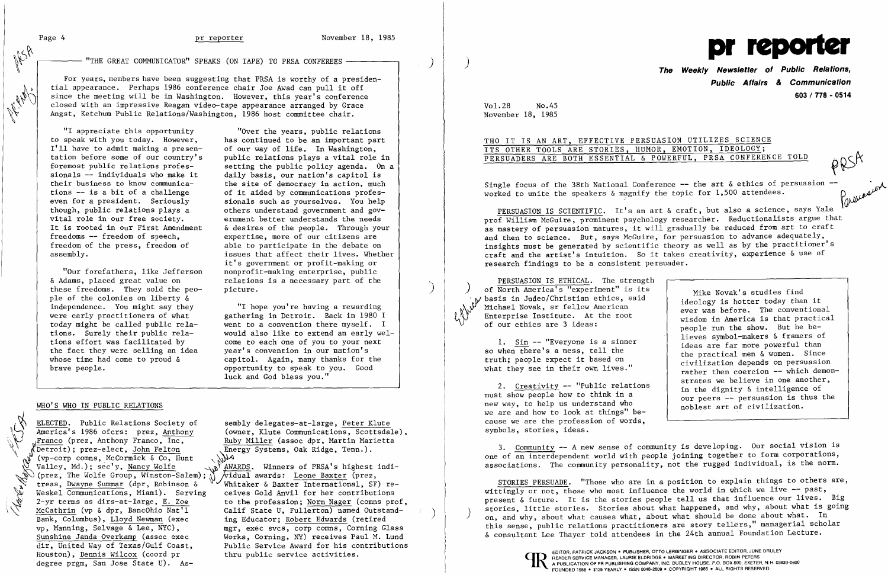## "THE GREAT COMMUNICATOR" SPEAKS (ON TAPE) TO PRSA CONFEREES

For years, members have been suggesting that PRSA is worthy of a presidential appearance. Perhaps 1986 conference chair Joe Awad can pull it off since the meeting will be in Washington. However, this year's conference closed with an impressive Reagan video-tape appearance arranged by Grace Angst, Ketchum Public Relations/Washington, 1986 host committee chair.

"I appreciate this opportunity to speak with you today. However, I'll have to admit making a presentation before some of our country's foremost public relations professionals -- individuals who make it their business to know communications -- is a bit of a challenge even for a president. Seriously though, public relations plays a vital role in our free society. It is rooted in our First Amendment freedoms -- freedom of speech, freedom of the press, freedom of assembly.

"Our forefathers, like Jefferson & Adams, placed great value on these freedoms. They sold the people of the colonies on liberty & independence. You might say they were early practitioners of what today might be called public relations. Surely their public relations effort was facilitated by the fact they were selling an idea whose time had come to proud & brave people.

"Over the years, public relations has continued to be an important part of our way of life. In Washington, public relations plays a vital role in setting the public policy agenda. On a daily basis, our nation's capitol is the site of democracy in action, much of it aided by communications professionals such as yourselves. You help others understand government and government better understands the needs & desires of the people. Through your expertise, more of our citizens are able to participate in the debate on issues that affect their lives. Whether it's government or profit-making or nonprofit-making enterprise, public relations is a necessary part of the picture.

"I hope you're having a rewarding gathering in Detroit. Back in 1980 I went to a convention there myself. I would also like to extend an early welcome to each one of you to your next year's convention in our nation's capitol. Again, many thanks for the opportunity to speak to you. Good luck and God bless you."

## WHO'S WHO IN PUBLIC RELATIONS

ELECTED. Public Relations Society of America's 1986 ofcrs: prez, Anthony Franco (prez, Anthony Franco, Inc, Detroit); prez-elect, John Felton (vp-corp comns, McCormick & Co, Hunt Valley, Md.); sec'y, Nancy Wolfe (prez, The Wolfe Group, Winston-Salem); treas, Dwayne Summar (dpr, Robinson & Weskel Communications, Miami). Serving 2-yr terms as dirs-at-large, E. Zoe McCathrin (vp & dpr, BancOhio Nat'l Bank, Columbus), Lloyd Newman (exec vp, Manning, Selvage & Lee, NYC), Sunshine Janda Overkamp (assoc exec dir, United Way of Texas/Gulf Coast, Houston), Dennis Wilcox (coord pr degree prgm, San Jose State U). Assembly delegates-at-large, Peter Klute (owner, Klute Communications, Scottsdale), Ruby Miller (assoc dpr, Martin Marietta Energy Systems, Oak Ridge, Tenn.).

AWARDS. Winners of PRSA's highest individual awards: Leone Baxter (prez, Whitaker & Baxter International, SF) receives Gold Anvil for her contributions to the profession; Norm Nager (comns prof, Calif State U, Fullerton) named Outstanding Educator; Robert Edwards (retired mgr, exec svcs, corp comns, Corning Glass Works, Corning, NY) receives Paul M. Lund Public Service Award for his contributions thru public service activities.

# pr reporter

**The Weekly Newsletter of Public Relations, Public Affairs & Communication**

**603 / 778 - 0514**

Vol.28 No.45
November 18, 1985

## THO IT IS AN ART, EFFECTIVE PERSUASION UTILIZES SCIENCE ITS OTHER TOOLS ARE STORIES, HUMOR, EMOTION, IDEOLOGY; PERSUADERS ARE BOTH ESSENTIAL & POWERFUL, PRSA CONFERENCE TOLD

Single focus of the 38th National Conference -- the art & ethics of persuasion -- worked to unite the speakers & magnify the topic for 1,500 attendees.

PERSUASION IS SCIENTIFIC. It's an art & craft, but also a science, says Yale prof William McGuire, prominent psychology researcher. Reductionalists argue that as mastery of persuasion matures, it will gradually be reduced from art to craft and then to science. But, says McGuire, for persuasion to advance adequately, insights must be generated by scientific theory as well as by the practitioner's craft and the artist's intuition. So it takes creativity, experience & use of research findings to be a consistent persuader.

PERSUASION IS ETHICAL. The strength of North America's "experiment" is its basis in Judeo/Christian ethics, said Michael Novak, sr fellow American Enterprise Institute. At the root of our ethics are 3 ideas:

1. Sin -- "Everyone is a sinner so when there's a mess, tell the truth; people expect it based on what they see in their own lives."

2. Creativity -- "Public relations must show people how to think in a new way, to help us understand who we are and how to look at things" because we are the profession of words, symbols, stories, ideas.

> Mike Novak's studies find ideology is hotter today than it ever was before. The conventional wisdom in America is that practical people run the show. But he believes symbol-makers & framers of ideas are far more powerful than the practical men & women. Since civilization depends on persuasion rather then coercion -- which demonstrates we believe in one another, in the dignity & intelligence of our peers -- persuasion is thus the noblest art of civilization.

3. Community -- A new sense of community is developing. Our social vision is one of an interdependent world with people joining together to form corporations, associations. The community personality, not the rugged individual, is the norm.

STORIES PERSUADE. "Those who are in a position to explain things to others are, wittingly or not, those who most influence the world in which we live -- past, present & future. It is the stories people tell us that influence our lives. Big stories, little stories. Stories about what happened, and why, about what is going on, and why, about what causes what, about what should be done about what. In this sense, public relations practitioners are story tellers," managerial scholar & consultant Lee Thayer told attendees in the 24th annual Foundation Lecture.

EDITOR, PATRICK JACKSON • PUBLISHER, OTTO LERBINGER • ASSOCIATE EDITOR, JUNE DRULEY
READER SERVICE MANAGER, LAURIE ELDRIDGE • MARKETING DIRECTOR, ROBIN PETERS
A PUBLICATION OF PR PUBLISHING COMPANY, INC. DUDLEY HOUSE, P.O. BOX 600, EXETER, N.H. 03833-0600
FOUNDED 1958 • $125 YEARLY • ISSN 0048-2609 • COPYRIGHT 1985 • ALL RIGHTS RESERVED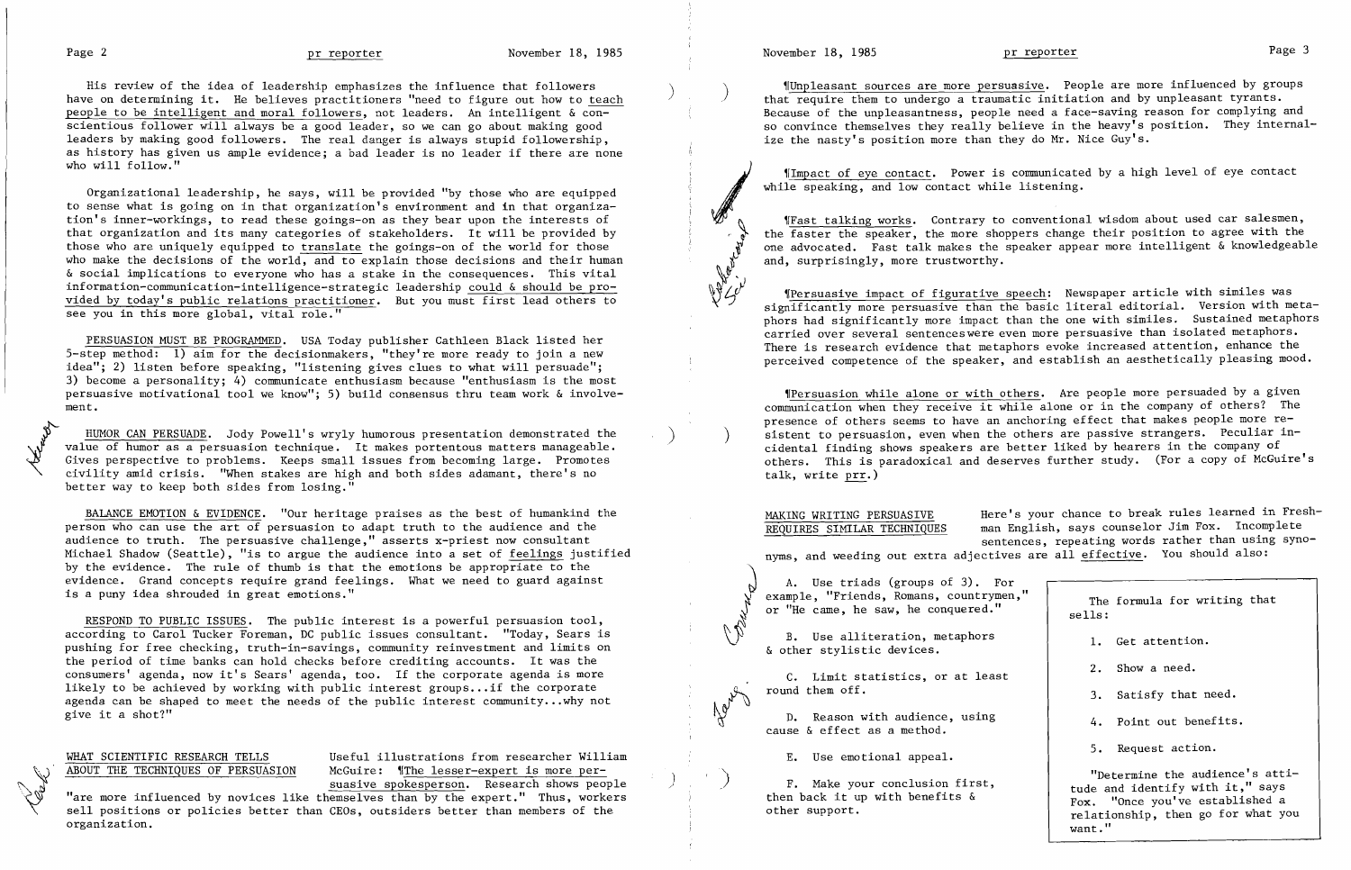His review of the idea of leadership emphasizes the influence that followers have on determining it. He believes practitioners "need to figure out how to teach people to be intelligent and moral followers, not leaders. An intelligent & conscientious follower will always be a good leader, so we can go about making good leaders by making good followers. The real danger is always stupid followership, as history has given us ample evidence; a bad leader is no leader if there are none who will follow."

Organizational leadership, he says, will be provided "by those who are equipped to sense what is going on in that organization's environment and in that organization's inner-workings, to read these goings-on as they bear upon the interests of that organization and its many categories of stakeholders. It will be provided by those who are uniquely equipped to translate the goings-on of the world for those who make the decisions of the world, and to explain those decisions and their human & social implications to everyone who has a stake in the consequences. This vital information-communication-intelligence-strategic leadership could & should be provided by today's public relations practitioner. But you must first lead others to see you in this more global, vital role."

PERSUASION MUST BE PROGRAMMED. USA Today publisher Cathleen Black listed her 5-step method: 1) aim for the decisionmakers, "they're more ready to join a new idea"; 2) listen before speaking, "listening gives clues to what will persuade"; 3) become a personality; 4) communicate enthusiasm because "enthusiasm is the most persuasive motivational tool we know"; 5) build consensus thru team work & involvement.

HUMOR CAN PERSUADE. Jody Powell's wryly humorous presentation demonstrated the value of humor as a persuasion technique. It makes portentous matters manageable. Gives perspective to problems. Keeps small issues from becoming large. Promotes civility amid crisis. "When stakes are high and both sides adamant, there's no better way to keep both sides from losing."

BALANCE EMOTION & EVIDENCE. "Our heritage praises as the best of humankind the person who can use the art of persuasion to adapt truth to the audience and the audience to truth. The persuasive challenge," asserts x-priest now consultant Michael Shadow (Seattle), "is to argue the audience into a set of feelings justified by the evidence. The rule of thumb is that the emotions be appropriate to the evidence. Grand concepts require grand feelings. What we need to guard against is a puny idea shrouded in great emotions."

RESPOND TO PUBLIC ISSUES. The public interest is a powerful persuasion tool, according to Carol Tucker Foreman, DC public issues consultant. "Today, Sears is pushing for free checking, truth-in-savings, community reinvestment and limits on the period of time banks can hold checks before crediting accounts. It was the consumers' agenda, now it's Sears' agenda, too. If the corporate agenda is more likely to be achieved by working with public interest groups...if the corporate agenda can be shaped to meet the needs of the public interest community...why not give it a shot?"

WHAT SCIENTIFIC RESEARCH TELLS ABOUT THE TECHNIQUES OF PERSUASION

Useful illustrations from researcher William McGuire: ¶The lesser-expert is more persuasive spokesperson. Research shows people "are more influenced by novices like themselves than by the expert." Thus, workers sell positions or policies better than CEOs, outsiders better than members of the organization.

¶Unpleasant sources are more persuasive. People are more influenced by groups that require them to undergo a traumatic initiation and by unpleasant tyrants. Because of the unpleasantness, people need a face-saving reason for complying and so convince themselves they really believe in the heavy's position. They internalize the nasty's position more than they do Mr. Nice Guy's.

¶Impact of eye contact. Power is communicated by a high level of eye contact while speaking, and low contact while listening.

¶Fast talking works. Contrary to conventional wisdom about used car salesmen, the faster the speaker, the more shoppers change their position to agree with the one advocated. Fast talk makes the speaker appear more intelligent & knowledgeable and, surprisingly, more trustworthy.

¶Persuasive impact of figurative speech: Newspaper article with similes was significantly more persuasive than the basic literal editorial. Version with metaphors had significantly more impact than the one with similes. Sustained metaphors carried over several sentences were even more persuasive than isolated metaphors. There is research evidence that metaphors evoke increased attention, enhance the perceived competence of the speaker, and establish an aesthetically pleasing mood.

¶Persuasion while alone or with others. Are people more persuaded by a given communication when they receive it while alone or in the company of others? The presence of others seems to have an anchoring effect that makes people more resistent to persuasion, even when the others are passive strangers. Peculiar incidental finding shows speakers are better liked by hearers in the company of others. This is paradoxical and deserves further study. (For a copy of McGuire's talk, write prr.)

MAKING WRITING PERSUASIVE REQUIRES SIMILAR TECHNIQUES

Here's your chance to break rules learned in Freshman English, says counselor Jim Fox. Incomplete sentences, repeating words rather than using synonyms, and weeding out extra adjectives are all effective. You should also:

A. Use triads (groups of 3). For example, "Friends, Romans, countrymen," or "He came, he saw, he conquered."

B. Use alliteration, metaphors & other stylistic devices.

C. Limit statistics, or at least round them off.

D. Reason with audience, using cause & effect as a method.

E. Use emotional appeal.

F. Make your conclusion first, then back it up with benefits & other support.

The formula for writing that sells:

1. Get attention.
2. Show a need.
3. Satisfy that need.
4. Point out benefits.
5. Request action.

"Determine the audience's attitude and identify with it," says Fox. "Once you've established a relationship, then go for what you want."